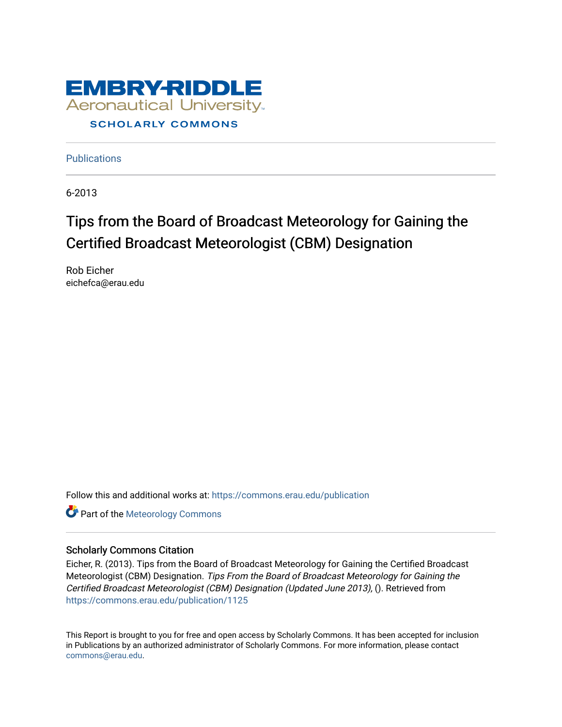Embry-Riddle Aeronautical University

SCHOLARLY COMMONS

Publications

6-2013

# Tips from the Board of Broadcast Meteorology for Gaining the Certified Broadcast Meteorologist (CBM) Designation

Rob Eicher
eichefca@erau.edu

Follow this and additional works at: https://commons.erau.edu/publication

Part of the Meteorology Commons

## Scholarly Commons Citation

Eicher, R. (2013). Tips from the Board of Broadcast Meteorology for Gaining the Certified Broadcast Meteorologist (CBM) Designation. *Tips From the Board of Broadcast Meteorology for Gaining the Certified Broadcast Meteorologist (CBM) Designation (Updated June 2013),* (). Retrieved from https://commons.erau.edu/publication/1125

This Report is brought to you for free and open access by Scholarly Commons. It has been accepted for inclusion in Publications by an authorized administrator of Scholarly Commons. For more information, please contact commons@erau.edu.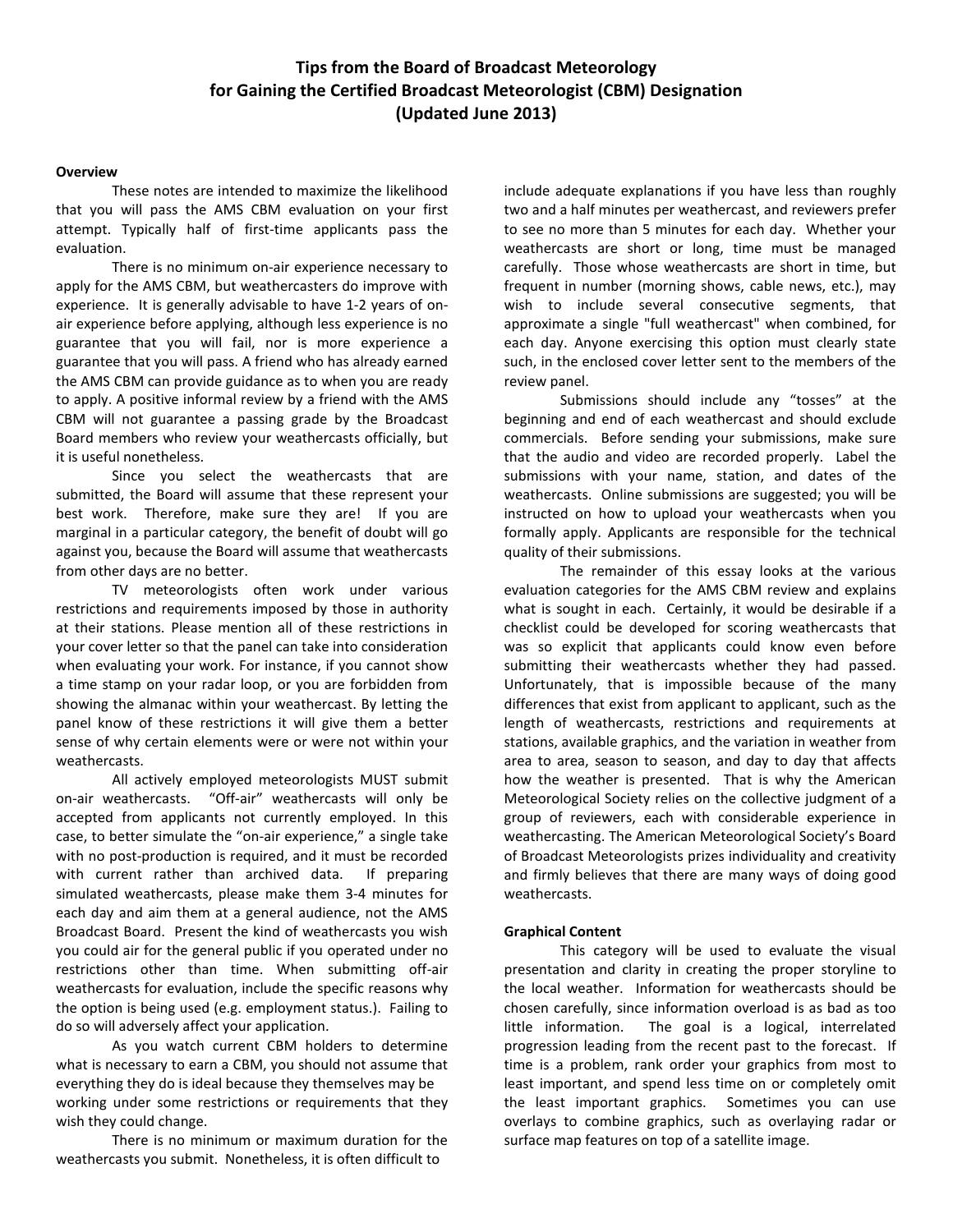# Tips from the Board of Broadcast Meteorology for Gaining the Certified Broadcast Meteorologist (CBM) Designation (Updated June 2013)

**Overview**

These notes are intended to maximize the likelihood that you will pass the AMS CBM evaluation on your first attempt. Typically half of first-time applicants pass the evaluation.

There is no minimum on-air experience necessary to apply for the AMS CBM, but weathercasters do improve with experience. It is generally advisable to have 1-2 years of on-air experience before applying, although less experience is no guarantee that you will fail, nor is more experience a guarantee that you will pass. A friend who has already earned the AMS CBM can provide guidance as to when you are ready to apply. A positive informal review by a friend with the AMS CBM will not guarantee a passing grade by the Broadcast Board members who review your weathercasts officially, but it is useful nonetheless.

Since you select the weathercasts that are submitted, the Board will assume that these represent your best work. Therefore, make sure they are! If you are marginal in a particular category, the benefit of doubt will go against you, because the Board will assume that weathercasts from other days are no better.

TV meteorologists often work under various restrictions and requirements imposed by those in authority at their stations. Please mention all of these restrictions in your cover letter so that the panel can take into consideration when evaluating your work. For instance, if you cannot show a time stamp on your radar loop, or you are forbidden from showing the almanac within your weathercast. By letting the panel know of these restrictions it will give them a better sense of why certain elements were or were not within your weathercasts.

All actively employed meteorologists MUST submit on-air weathercasts. "Off-air" weathercasts will only be accepted from applicants not currently employed. In this case, to better simulate the "on-air experience," a single take with no post-production is required, and it must be recorded with current rather than archived data. If preparing simulated weathercasts, please make them 3-4 minutes for each day and aim them at a general audience, not the AMS Broadcast Board. Present the kind of weathercasts you wish you could air for the general public if you operated under no restrictions other than time. When submitting off-air weathercasts for evaluation, include the specific reasons why the option is being used (e.g. employment status.). Failing to do so will adversely affect your application.

As you watch current CBM holders to determine what is necessary to earn a CBM, you should not assume that everything they do is ideal because they themselves may be working under some restrictions or requirements that they wish they could change.

There is no minimum or maximum duration for the weathercasts you submit. Nonetheless, it is often difficult to include adequate explanations if you have less than roughly two and a half minutes per weathercast, and reviewers prefer to see no more than 5 minutes for each day. Whether your weathercasts are short or long, time must be managed carefully. Those whose weathercasts are short in time, but frequent in number (morning shows, cable news, etc.), may wish to include several consecutive segments, that approximate a single "full weathercast" when combined, for each day. Anyone exercising this option must clearly state such, in the enclosed cover letter sent to the members of the review panel.

Submissions should include any "tosses" at the beginning and end of each weathercast and should exclude commercials. Before sending your submissions, make sure that the audio and video are recorded properly. Label the submissions with your name, station, and dates of the weathercasts. Online submissions are suggested; you will be instructed on how to upload your weathercasts when you formally apply. Applicants are responsible for the technical quality of their submissions.

The remainder of this essay looks at the various evaluation categories for the AMS CBM review and explains what is sought in each. Certainly, it would be desirable if a checklist could be developed for scoring weathercasts that was so explicit that applicants could know even before submitting their weathercasts whether they had passed. Unfortunately, that is impossible because of the many differences that exist from applicant to applicant, such as the length of weathercasts, restrictions and requirements at stations, available graphics, and the variation in weather from area to area, season to season, and day to day that affects how the weather is presented. That is why the American Meteorological Society relies on the collective judgment of a group of reviewers, each with considerable experience in weathercasting. The American Meteorological Society's Board of Broadcast Meteorologists prizes individuality and creativity and firmly believes that there are many ways of doing good weathercasts.

**Graphical Content**

This category will be used to evaluate the visual presentation and clarity in creating the proper storyline to the local weather. Information for weathercasts should be chosen carefully, since information overload is as bad as too little information. The goal is a logical, interrelated progression leading from the recent past to the forecast. If time is a problem, rank order your graphics from most to least important, and spend less time on or completely omit the least important graphics. Sometimes you can use overlays to combine graphics, such as overlaying radar or surface map features on top of a satellite image.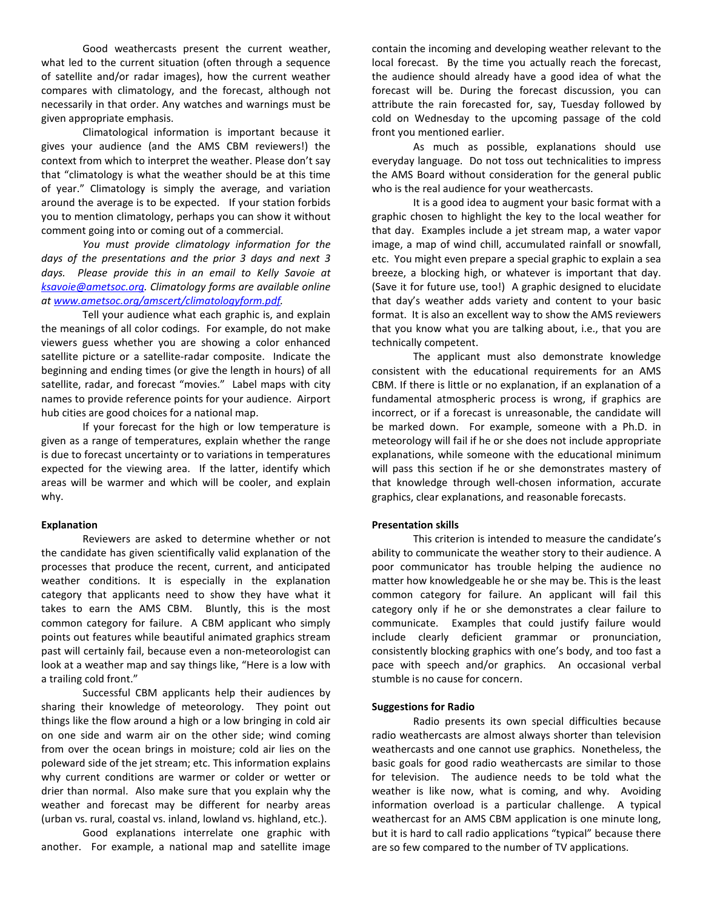Good weathercasts present the current weather, what led to the current situation (often through a sequence of satellite and/or radar images), how the current weather compares with climatology, and the forecast, although not necessarily in that order. Any watches and warnings must be given appropriate emphasis.

Climatological information is important because it gives your audience (and the AMS CBM reviewers!) the context from which to interpret the weather. Please don't say that "climatology is what the weather should be at this time of year." Climatology is simply the average, and variation around the average is to be expected. If your station forbids you to mention climatology, perhaps you can show it without comment going into or coming out of a commercial.

*You must provide climatology information for the days of the presentations and the prior 3 days and next 3 days. Please provide this in an email to Kelly Savoie at [ksavoie@ametsoc.org](mailto:ksavoie@ametsoc.org). Climatology forms are available online at [www.ametsoc.org/amscert/climatologyform.pdf](www.ametsoc.org/amscert/climatologyform.pdf).*

Tell your audience what each graphic is, and explain the meanings of all color codings. For example, do not make viewers guess whether you are showing a color enhanced satellite picture or a satellite-radar composite. Indicate the beginning and ending times (or give the length in hours) of all satellite, radar, and forecast "movies." Label maps with city names to provide reference points for your audience. Airport hub cities are good choices for a national map.

If your forecast for the high or low temperature is given as a range of temperatures, explain whether the range is due to forecast uncertainty or to variations in temperatures expected for the viewing area. If the latter, identify which areas will be warmer and which will be cooler, and explain why.

**Explanation**

Reviewers are asked to determine whether or not the candidate has given scientifically valid explanation of the processes that produce the recent, current, and anticipated weather conditions. It is especially in the explanation category that applicants need to show they have what it takes to earn the AMS CBM. Bluntly, this is the most common category for failure. A CBM applicant who simply points out features while beautiful animated graphics stream past will certainly fail, because even a non-meteorologist can look at a weather map and say things like, "Here is a low with a trailing cold front."

Successful CBM applicants help their audiences by sharing their knowledge of meteorology. They point out things like the flow around a high or a low bringing in cold air on one side and warm air on the other side; wind coming from over the ocean brings in moisture; cold air lies on the poleward side of the jet stream; etc. This information explains why current conditions are warmer or colder or wetter or drier than normal. Also make sure that you explain why the weather and forecast may be different for nearby areas (urban vs. rural, coastal vs. inland, lowland vs. highland, etc.).

Good explanations interrelate one graphic with another. For example, a national map and satellite image contain the incoming and developing weather relevant to the local forecast. By the time you actually reach the forecast, the audience should already have a good idea of what the forecast will be. During the forecast discussion, you can attribute the rain forecast for, say, Tuesday followed by cold on Wednesday to the upcoming passage of the cold front you mentioned earlier.

As much as possible, explanations should use everyday language. Do not toss out technicalities to impress the AMS Board without consideration for the general public who is the real audience for your weathercasts.

It is a good idea to augment your basic format with a graphic chosen to highlight the key to the local weather for that day. Examples include a jet stream map, a water vapor image, a map of wind chill, accumulated rainfall or snowfall, etc. You might even prepare a special graphic to explain a sea breeze, a blocking high, or whatever is important that day. (Save it for future use, too!) A graphic designed to elucidate that day's weather adds variety and content to your basic format. It is also an excellent way to show the AMS reviewers that you know what you are talking about, i.e., that you are technically competent.

The applicant must also demonstrate knowledge consistent with the educational requirements for an AMS CBM. If there is little or no explanation, if an explanation of a fundamental atmospheric process is wrong, if graphics are incorrect, or if a forecast is unreasonable, the candidate will be marked down. For example, someone with a Ph.D. in meteorology will fail if he or she does not include appropriate explanations, while someone with the educational minimum will pass this section if he or she demonstrates mastery of that knowledge through well-chosen information, accurate graphics, clear explanations, and reasonable forecasts.

**Presentation skills**

This criterion is intended to measure the candidate's ability to communicate the weather story to their audience. A poor communicator has trouble helping the audience no matter how knowledgeable he or she may be. This is the least common category for failure. An applicant will fail this category only if he or she demonstrates a clear failure to communicate. Examples that could justify failure would include clearly deficient grammar or pronunciation, consistently blocking graphics with one's body, and too fast a pace with speech and/or graphics. An occasional verbal stumble is no cause for concern.

**Suggestions for Radio**

Radio presents its own special difficulties because radio weathercasts are almost always shorter than television weathercasts and one cannot use graphics. Nonetheless, the basic goals for good radio weathercasts are similar to those for television. The audience needs to be told what the weather is like now, what is coming, and why. Avoiding information overload is a particular challenge. A typical weathercast for an AMS CBM application is one minute long, but it is hard to call radio applications "typical" because there are so few compared to the number of TV applications.